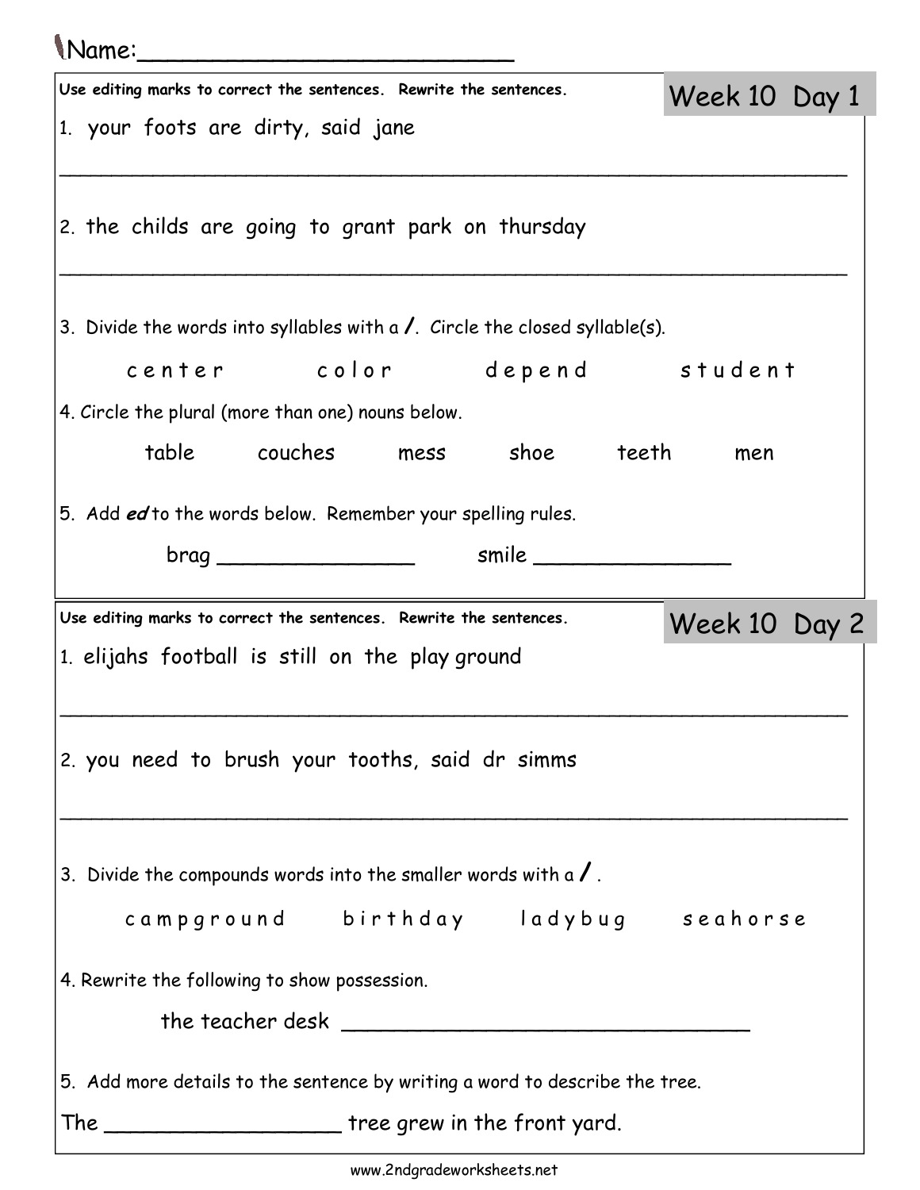Name:_________________________

## Week 10 Day 1

**Use editing marks to correct the sentences. Rewrite the sentences.**

1. your foots are dirty, said jane

_______________________________________________________________

2. the childs are going to grant park on thursday

_______________________________________________________________

3. Divide the words into syllables with a **/**. Circle the closed syllable(s).

c e n t e r      c o l o r      d e p e n d      s t u d e n t

4. Circle the plural (more than one) nouns below.

table      couches      mess      shoe      teeth      men

5. Add ***ed*** to the words below. Remember your spelling rules.

brag _______________      smile _______________

## Week 10 Day 2

**Use editing marks to correct the sentences. Rewrite the sentences.**

1. elijahs football is still on the play ground

_______________________________________________________________

2. you need to brush your tooths, said dr simms

_______________________________________________________________

3. Divide the compounds words into the smaller words with a **/**.

c a m p g r o u n d      b i r t h d a y      l a d y b u g      s e a h o r s e

4. Rewrite the following to show possession.

the teacher desk ______________________________

5. Add more details to the sentence by writing a word to describe the tree.

The _________________ tree grew in the front yard.

www.2ndgradeworksheets.net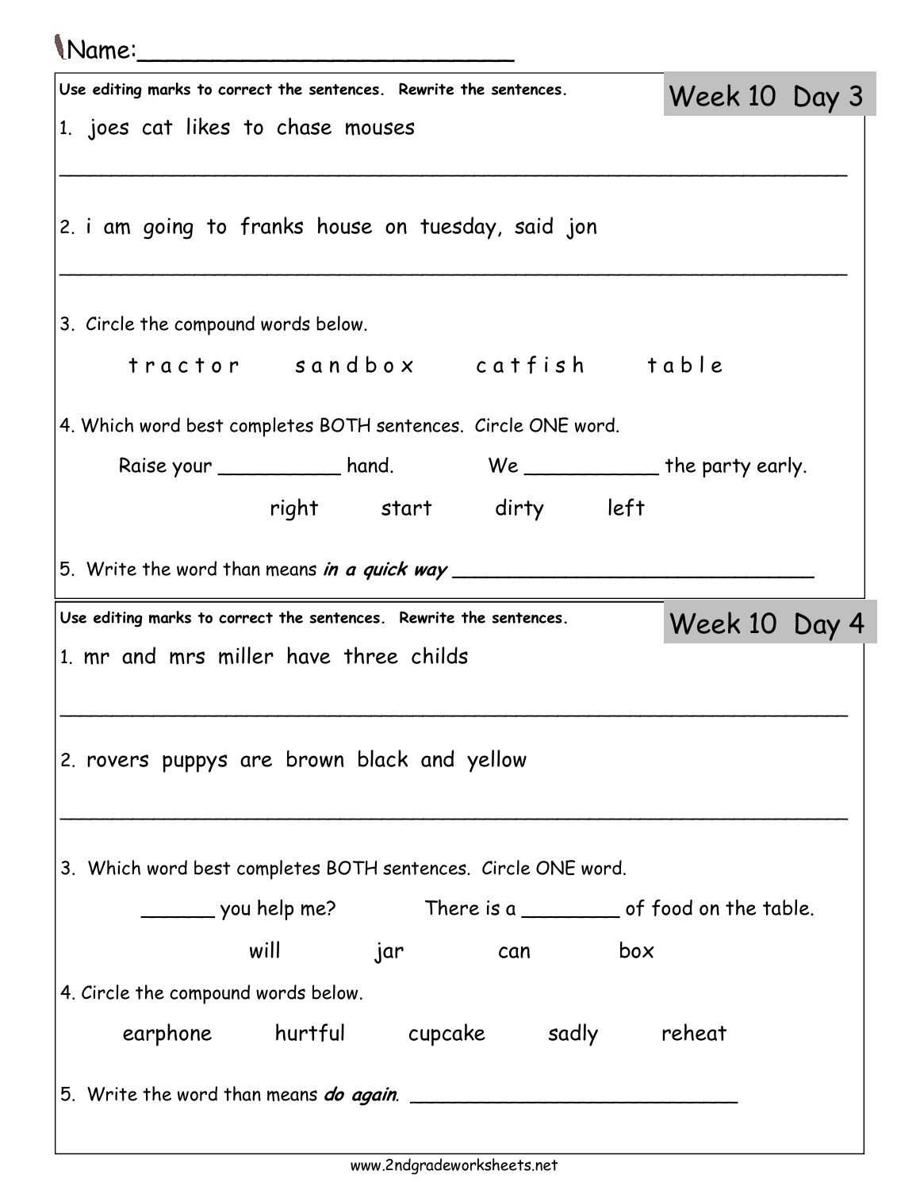Name:________________________

## Week 10 Day 3

Use editing marks to correct the sentences. Rewrite the sentences.

1. joes cat likes to chase mouses

_______________________________________________________________

2. i am going to franks house on tuesday, said jon

_______________________________________________________________

3. Circle the compound words below.

t r a c t o r     s a n d b o x     c a t f i s h     t a b l e

4. Which word best completes BOTH sentences. Circle ONE word.

Raise your __________ hand.     We ___________ the party early.

right     start     dirty     left

5. Write the word than means ***in a quick way*** ______________________________

## Week 10 Day 4

Use editing marks to correct the sentences. Rewrite the sentences.

1. mr and mrs miller have three childs

_______________________________________________________________

2. rovers puppys are brown black and yellow

_______________________________________________________________

3. Which word best completes BOTH sentences. Circle ONE word.

______ you help me?     There is a ________ of food on the table.

will     jar     can     box

4. Circle the compound words below.

earphone     hurtful     cupcake     sadly     reheat

5. Write the word than means ***do again***. ____________________________

www.2ndgradeworksheets.net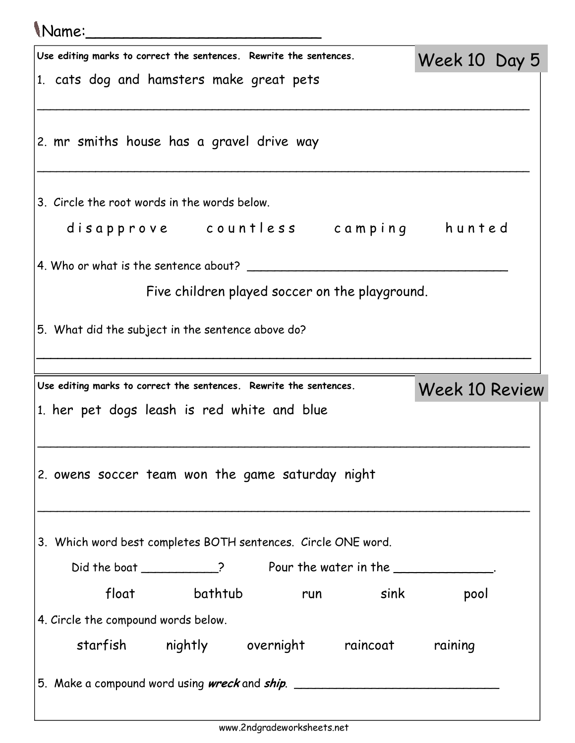Name:________________________

**Week 10 Day 5**

Use editing marks to correct the sentences. Rewrite the sentences.

1. cats dog and hamsters make great pets

_______________________________________________________________

2. mr smiths house has a gravel drive way

_______________________________________________________________

3. Circle the root words in the words below.

d i s a p p r o v e     c o u n t l e s s     c a m p i n g     h u n t e d

4. Who or what is the sentence about? ___________________________________

Five children played soccer on the playground.

5. What did the subject in the sentence above do?

_______________________________________________________________

**Week 10 Review**

Use editing marks to correct the sentences. Rewrite the sentences.

1. her pet dogs leash is red white and blue

_______________________________________________________________

2. owens soccer team won the game saturday night

_______________________________________________________________

3. Which word best completes BOTH sentences. Circle ONE word.

Did the boat ___________?     Pour the water in the ______________.

float     bathtub     run     sink     pool

4. Circle the compound words below.

starfish     nightly     overnight     raincoat     raining

5. Make a compound word using ***wreck*** and ***ship***. ____________________________

www.2ndgradeworksheets.net